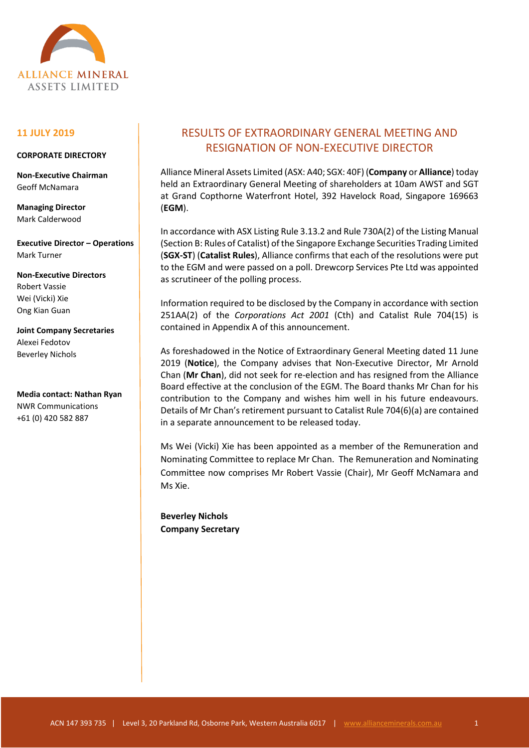ALLIANCE MINERAL ASSETS LIMITED

**11 JULY 2019**

**CORPORATE DIRECTORY**

**Non-Executive Chairman**
Geoff McNamara

**Managing Director**
Mark Calderwood

**Executive Director – Operations**
Mark Turner

**Non-Executive Directors**
Robert Vassie
Wei (Vicki) Xie
Ong Kian Guan

**Joint Company Secretaries**
Alexei Fedotov
Beverley Nichols

**Media contact: Nathan Ryan**
NWR Communications
+61 (0) 420 582 887

# RESULTS OF EXTRAORDINARY GENERAL MEETING AND RESIGNATION OF NON-EXECUTIVE DIRECTOR

Alliance Mineral Assets Limited (ASX: A40; SGX: 40F) (**Company** or **Alliance**) today held an Extraordinary General Meeting of shareholders at 10am AWST and SGT at Grand Copthorne Waterfront Hotel, 392 Havelock Road, Singapore 169663 (**EGM**).

In accordance with ASX Listing Rule 3.13.2 and Rule 730A(2) of the Listing Manual (Section B: Rules of Catalist) of the Singapore Exchange Securities Trading Limited (**SGX-ST**) (**Catalist Rules**), Alliance confirms that each of the resolutions were put to the EGM and were passed on a poll. Drewcorp Services Pte Ltd was appointed as scrutineer of the polling process.

Information required to be disclosed by the Company in accordance with section 251AA(2) of the *Corporations Act 2001* (Cth) and Catalist Rule 704(15) is contained in Appendix A of this announcement.

As foreshadowed in the Notice of Extraordinary General Meeting dated 11 June 2019 (**Notice**), the Company advises that Non-Executive Director, Mr Arnold Chan (**Mr Chan**), did not seek for re-election and has resigned from the Alliance Board effective at the conclusion of the EGM. The Board thanks Mr Chan for his contribution to the Company and wishes him well in his future endeavours. Details of Mr Chan's retirement pursuant to Catalist Rule 704(6)(a) are contained in a separate announcement to be released today.

Ms Wei (Vicki) Xie has been appointed as a member of the Remuneration and Nominating Committee to replace Mr Chan. The Remuneration and Nominating Committee now comprises Mr Robert Vassie (Chair), Mr Geoff McNamara and Ms Xie.

**Beverley Nichols**
**Company Secretary**

ACN 147 393 735 | Level 3, 20 Parkland Rd, Osborne Park, Western Australia 6017 | www.allianceminerals.com.au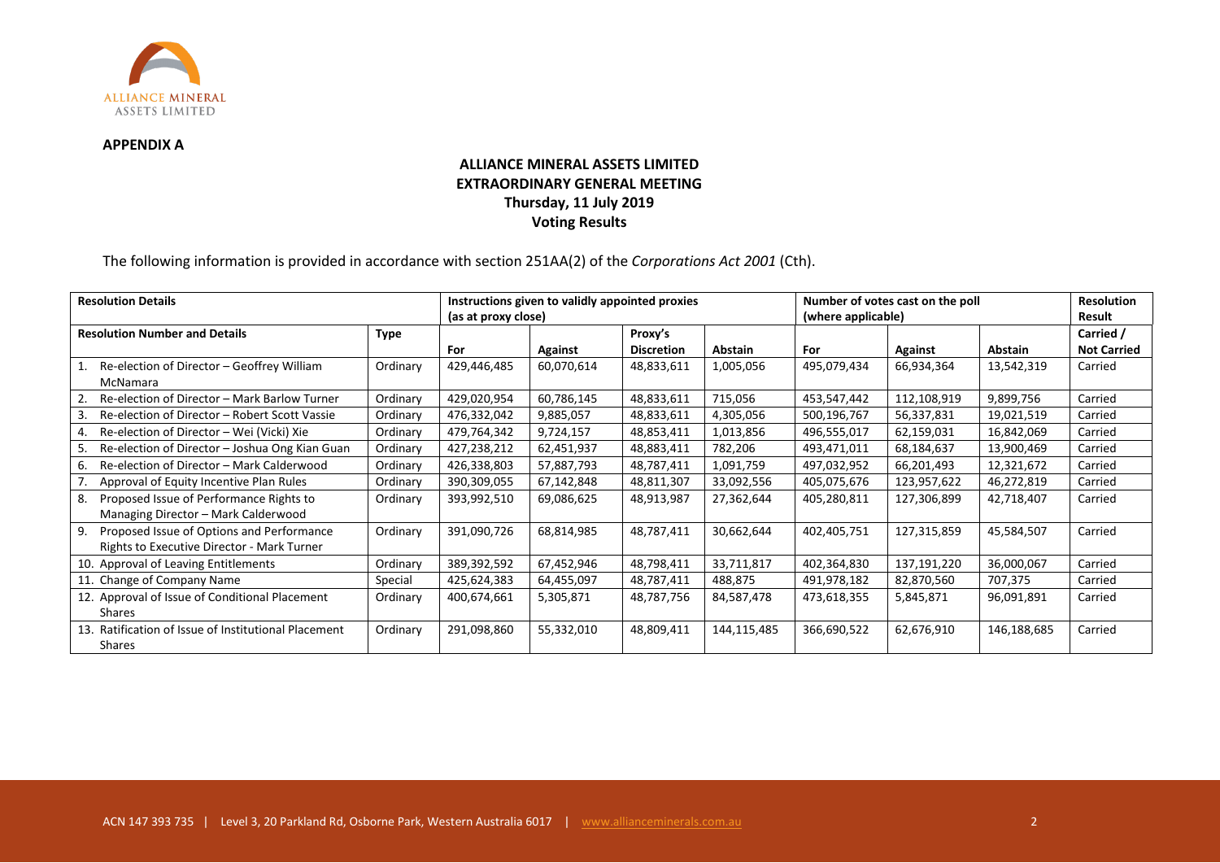**APPENDIX A**

**ALLIANCE MINERAL ASSETS LIMITED**
**EXTRAORDINARY GENERAL MEETING**
**Thursday, 11 July 2019**
**Voting Results**

The following information is provided in accordance with section 251AA(2) of the *Corporations Act 2001* (Cth).

| **Resolution Details** | | **Instructions given to validly appointed proxies (as at proxy close)** | | | | **Number of votes cast on the poll (where applicable)** | | | **Resolution Result** |
|---|---|---|---|---|---|---|---|---|---|
| **Resolution Number and Details** | **Type** | **For** | **Against** | **Proxy's Discretion** | **Abstain** | **For** | **Against** | **Abstain** | **Carried / Not Carried** |
| 1. Re-election of Director – Geoffrey William McNamara | Ordinary | 429,446,485 | 60,070,614 | 48,833,611 | 1,005,056 | 495,079,434 | 66,934,364 | 13,542,319 | Carried |
| 2. Re-election of Director – Mark Barlow Turner | Ordinary | 429,020,954 | 60,786,145 | 48,833,611 | 715,056 | 453,547,442 | 112,108,919 | 9,899,756 | Carried |
| 3. Re-election of Director – Robert Scott Vassie | Ordinary | 476,332,042 | 9,885,057 | 48,833,611 | 4,305,056 | 500,196,767 | 56,337,831 | 19,021,519 | Carried |
| 4. Re-election of Director – Wei (Vicki) Xie | Ordinary | 479,764,342 | 9,724,157 | 48,853,411 | 1,013,856 | 496,555,017 | 62,159,031 | 16,842,069 | Carried |
| 5. Re-election of Director – Joshua Ong Kian Guan | Ordinary | 427,238,212 | 62,451,937 | 48,883,411 | 782,206 | 493,471,011 | 68,184,637 | 13,900,469 | Carried |
| 6. Re-election of Director – Mark Calderwood | Ordinary | 426,338,803 | 57,887,793 | 48,787,411 | 1,091,759 | 497,032,952 | 66,201,493 | 12,321,672 | Carried |
| 7. Approval of Equity Incentive Plan Rules | Ordinary | 390,309,055 | 67,142,848 | 48,811,307 | 33,092,556 | 405,075,676 | 123,957,622 | 46,272,819 | Carried |
| 8. Proposed Issue of Performance Rights to Managing Director – Mark Calderwood | Ordinary | 393,992,510 | 69,086,625 | 48,913,987 | 27,362,644 | 405,280,811 | 127,306,899 | 42,718,407 | Carried |
| 9. Proposed Issue of Options and Performance Rights to Executive Director - Mark Turner | Ordinary | 391,090,726 | 68,814,985 | 48,787,411 | 30,662,644 | 402,405,751 | 127,315,859 | 45,584,507 | Carried |
| 10. Approval of Leaving Entitlements | Ordinary | 389,392,592 | 67,452,946 | 48,798,411 | 33,711,817 | 402,364,830 | 137,191,220 | 36,000,067 | Carried |
| 11. Change of Company Name | Special | 425,624,383 | 64,455,097 | 48,787,411 | 488,875 | 491,978,182 | 82,870,560 | 707,375 | Carried |
| 12. Approval of Issue of Conditional Placement Shares | Ordinary | 400,674,661 | 5,305,871 | 48,787,756 | 84,587,478 | 473,618,355 | 5,845,871 | 96,091,891 | Carried |
| 13. Ratification of Issue of Institutional Placement Shares | Ordinary | 291,098,860 | 55,332,010 | 48,809,411 | 144,115,485 | 366,690,522 | 62,676,910 | 146,188,685 | Carried |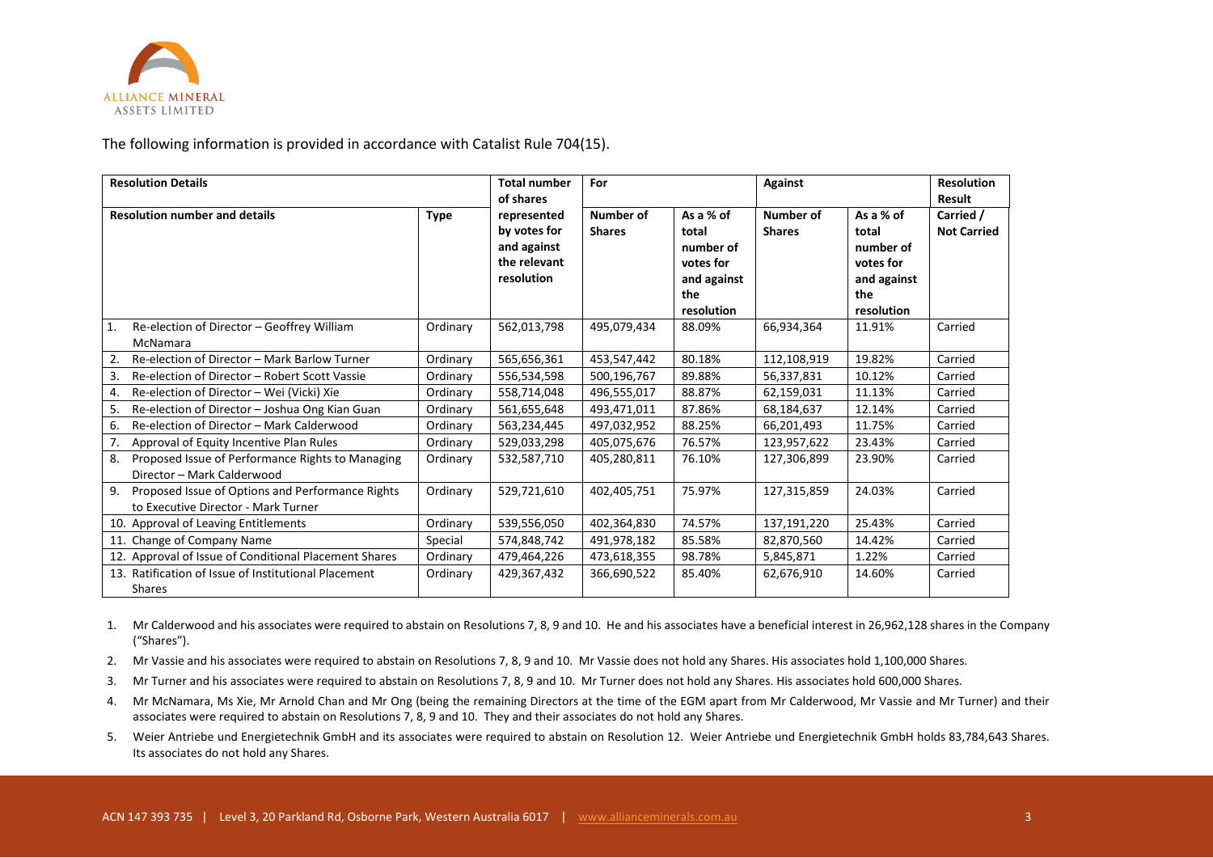The following information is provided in accordance with Catalist Rule 704(15).

| Resolution Details | | Total number of shares represented by votes for and against the relevant resolution | For | | Against | | Resolution Result |
|---|---|---|---|---|---|---|---|
| Resolution number and details | Type | | Number of Shares | As a % of total number of votes for and against the resolution | Number of Shares | As a % of total number of votes for and against the resolution | Carried / Not Carried |
| 1. Re-election of Director – Geoffrey William McNamara | Ordinary | 562,013,798 | 495,079,434 | 88.09% | 66,934,364 | 11.91% | Carried |
| 2. Re-election of Director – Mark Barlow Turner | Ordinary | 565,656,361 | 453,547,442 | 80.18% | 112,108,919 | 19.82% | Carried |
| 3. Re-election of Director – Robert Scott Vassie | Ordinary | 556,534,598 | 500,196,767 | 89.88% | 56,337,831 | 10.12% | Carried |
| 4. Re-election of Director – Wei (Vicki) Xie | Ordinary | 558,714,048 | 496,555,017 | 88.87% | 62,159,031 | 11.13% | Carried |
| 5. Re-election of Director – Joshua Ong Kian Guan | Ordinary | 561,655,648 | 493,471,011 | 87.86% | 68,184,637 | 12.14% | Carried |
| 6. Re-election of Director – Mark Calderwood | Ordinary | 563,234,445 | 497,032,952 | 88.25% | 66,201,493 | 11.75% | Carried |
| 7. Approval of Equity Incentive Plan Rules | Ordinary | 529,033,298 | 405,075,676 | 76.57% | 123,957,622 | 23.43% | Carried |
| 8. Proposed Issue of Performance Rights to Managing Director – Mark Calderwood | Ordinary | 532,587,710 | 405,280,811 | 76.10% | 127,306,899 | 23.90% | Carried |
| 9. Proposed Issue of Options and Performance Rights to Executive Director - Mark Turner | Ordinary | 529,721,610 | 402,405,751 | 75.97% | 127,315,859 | 24.03% | Carried |
| 10. Approval of Leaving Entitlements | Ordinary | 539,556,050 | 402,364,830 | 74.57% | 137,191,220 | 25.43% | Carried |
| 11. Change of Company Name | Special | 574,848,742 | 491,978,182 | 85.58% | 82,870,560 | 14.42% | Carried |
| 12. Approval of Issue of Conditional Placement Shares | Ordinary | 479,464,226 | 473,618,355 | 98.78% | 5,845,871 | 1.22% | Carried |
| 13. Ratification of Issue of Institutional Placement Shares | Ordinary | 429,367,432 | 366,690,522 | 85.40% | 62,676,910 | 14.60% | Carried |

1. Mr Calderwood and his associates were required to abstain on Resolutions 7, 8, 9 and 10. He and his associates have a beneficial interest in 26,962,128 shares in the Company ("Shares").
2. Mr Vassie and his associates were required to abstain on Resolutions 7, 8, 9 and 10. Mr Vassie does not hold any Shares. His associates hold 1,100,000 Shares.
3. Mr Turner and his associates were required to abstain on Resolutions 7, 8, 9 and 10. Mr Turner does not hold any Shares. His associates hold 600,000 Shares.
4. Mr McNamara, Ms Xie, Mr Arnold Chan and Mr Ong (being the remaining Directors at the time of the EGM apart from Mr Calderwood, Mr Vassie and Mr Turner) and their associates were required to abstain on Resolutions 7, 8, 9 and 10. They and their associates do not hold any Shares.
5. Weier Antriebe und Energietechnik GmbH and its associates were required to abstain on Resolution 12. Weier Antriebe und Energietechnik GmbH holds 83,784,643 Shares. Its associates do not hold any Shares.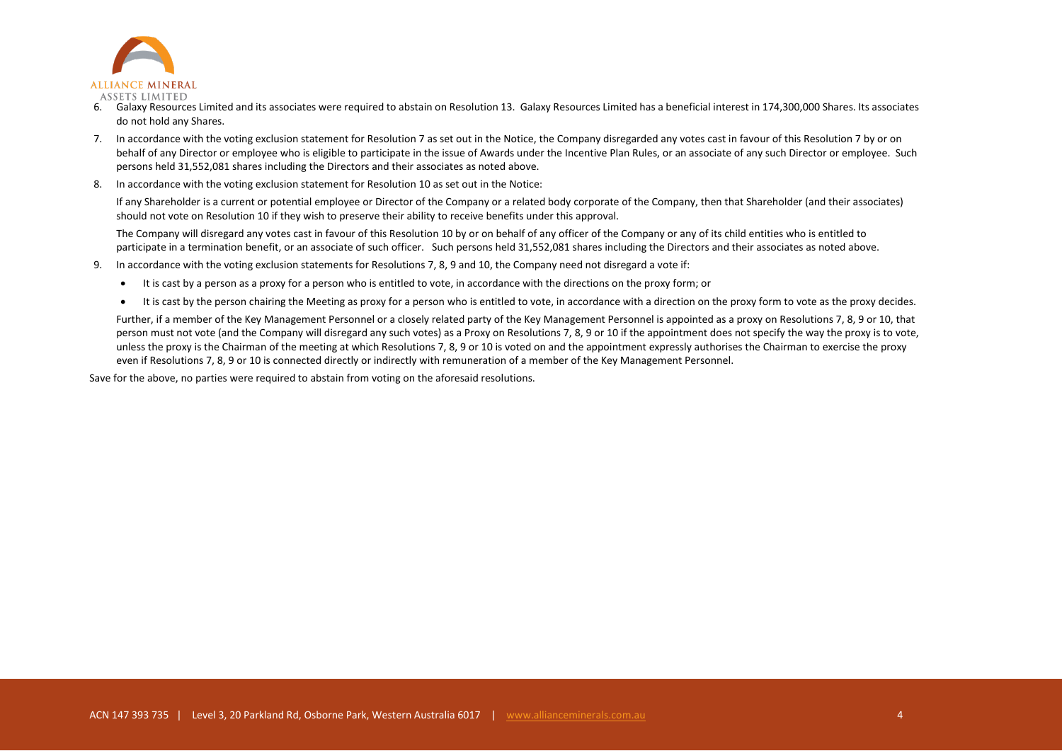6. Galaxy Resources Limited and its associates were required to abstain on Resolution 13. Galaxy Resources Limited has a beneficial interest in 174,300,000 Shares. Its associates do not hold any Shares.
7. In accordance with the voting exclusion statement for Resolution 7 as set out in the Notice, the Company disregarded any votes cast in favour of this Resolution 7 by or on behalf of any Director or employee who is eligible to participate in the issue of Awards under the Incentive Plan Rules, or an associate of any such Director or employee. Such persons held 31,552,081 shares including the Directors and their associates as noted above.
8. In accordance with the voting exclusion statement for Resolution 10 as set out in the Notice:

   If any Shareholder is a current or potential employee or Director of the Company or a related body corporate of the Company, then that Shareholder (and their associates) should not vote on Resolution 10 if they wish to preserve their ability to receive benefits under this approval.

   The Company will disregard any votes cast in favour of this Resolution 10 by or on behalf of any officer of the Company or any of its child entities who is entitled to participate in a termination benefit, or an associate of such officer. Such persons held 31,552,081 shares including the Directors and their associates as noted above.
9. In accordance with the voting exclusion statements for Resolutions 7, 8, 9 and 10, the Company need not disregard a vote if:
   - It is cast by a person as a proxy for a person who is entitled to vote, in accordance with the directions on the proxy form; or
   - It is cast by the person chairing the Meeting as proxy for a person who is entitled to vote, in accordance with a direction on the proxy form to vote as the proxy decides.

   Further, if a member of the Key Management Personnel or a closely related party of the Key Management Personnel is appointed as a proxy on Resolutions 7, 8, 9 or 10, that person must not vote (and the Company will disregard any such votes) as a Proxy on Resolutions 7, 8, 9 or 10 if the appointment does not specify the way the proxy is to vote, unless the proxy is the Chairman of the meeting at which Resolutions 7, 8, 9 or 10 is voted on and the appointment expressly authorises the Chairman to exercise the proxy even if Resolutions 7, 8, 9 or 10 is connected directly or indirectly with remuneration of a member of the Key Management Personnel.

Save for the above, no parties were required to abstain from voting on the aforesaid resolutions.